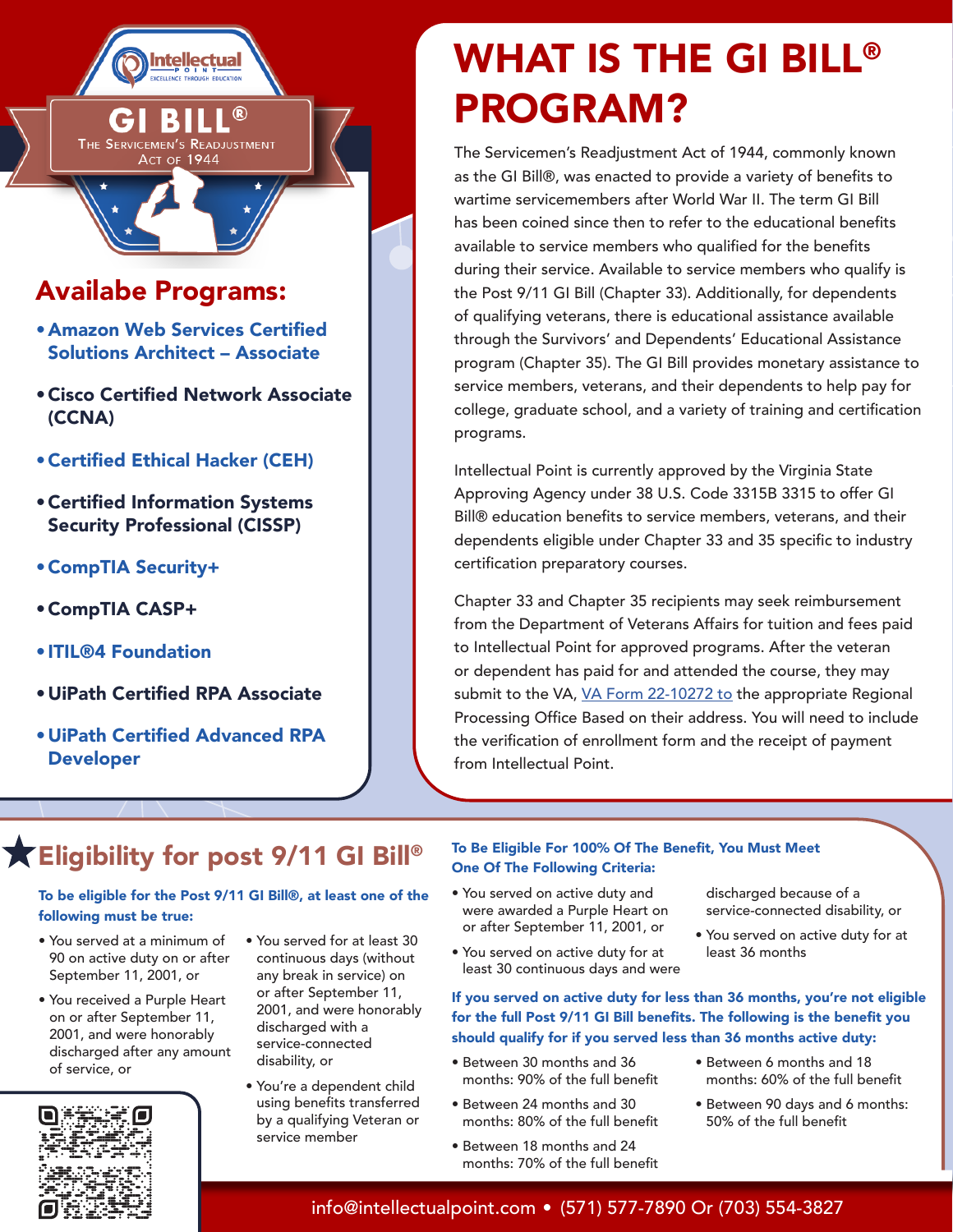GI BILL®

The Servicemen's Readjustment Act of 1944

## Availabe Programs:

- Amazon Web Services Certified Solutions Architect – Associate
- Cisco Certified Network Associate (CCNA)
- Certified Ethical Hacker (CEH)
- Certified Information Systems Security Professional (CISSP)
- CompTIA Security+
- CompTIA CASP+
- ITIL®4 Foundation
- UiPath Certified RPA Associate
- UiPath Certified Advanced RPA Developer

# WHAT IS THE GI BILL® PROGRAM?

The Servicemen's Readjustment Act of 1944, commonly known as the GI Bill®, was enacted to provide a variety of benefits to wartime servicemembers after World War II. The term GI Bill has been coined since then to refer to the educational benefits available to service members who qualified for the benefits during their service. Available to service members who qualify is the Post 9/11 GI Bill (Chapter 33). Additionally, for dependents of qualifying veterans, there is educational assistance available through the Survivors' and Dependents' Educational Assistance program (Chapter 35). The GI Bill provides monetary assistance to service members, veterans, and their dependents to help pay for college, graduate school, and a variety of training and certification programs.

Intellectual Point is currently approved by the Virginia State Approving Agency under 38 U.S. Code 3315B 3315 to offer GI Bill® education benefits to service members, veterans, and their dependents eligible under Chapter 33 and 35 specific to industry certification preparatory courses.

Chapter 33 and Chapter 35 recipients may seek reimbursement from the Department of Veterans Affairs for tuition and fees paid to Intellectual Point for approved programs. After the veteran or dependent has paid for and attended the course, they may submit to the VA, VA Form 22-10272 to the appropriate Regional Processing Office Based on their address. You will need to include the verification of enrollment form and the receipt of payment from Intellectual Point.

## Eligibility for post 9/11 GI Bill®

**To be eligible for the Post 9/11 GI Bill®, at least one of the following must be true:**

- You served at a minimum of 90 on active duty on or after September 11, 2001, or
- You received a Purple Heart on or after September 11, 2001, and were honorably discharged after any amount of service, or
- You served for at least 30 continuous days (without any break in service) on or after September 11, 2001, and were honorably discharged with a service-connected disability, or
- You're a dependent child using benefits transferred by a qualifying Veteran or service member

**To Be Eligible For 100% Of The Benefit, You Must Meet One Of The Following Criteria:**

- You served on active duty and were awarded a Purple Heart on or after September 11, 2001, or
- You served on active duty for at least 30 continuous days and were discharged because of a service-connected disability, or
- You served on active duty for at least 36 months

**If you served on active duty for less than 36 months, you're not eligible for the full Post 9/11 GI Bill benefits. The following is the benefit you should qualify for if you served less than 36 months active duty:**

- Between 30 months and 36 months: 90% of the full benefit
- Between 24 months and 30 months: 80% of the full benefit
- Between 18 months and 24 months: 70% of the full benefit
- Between 6 months and 18 months: 60% of the full benefit
- Between 90 days and 6 months: 50% of the full benefit

info@intellectualpoint.com • (571) 577-7890 Or (703) 554-3827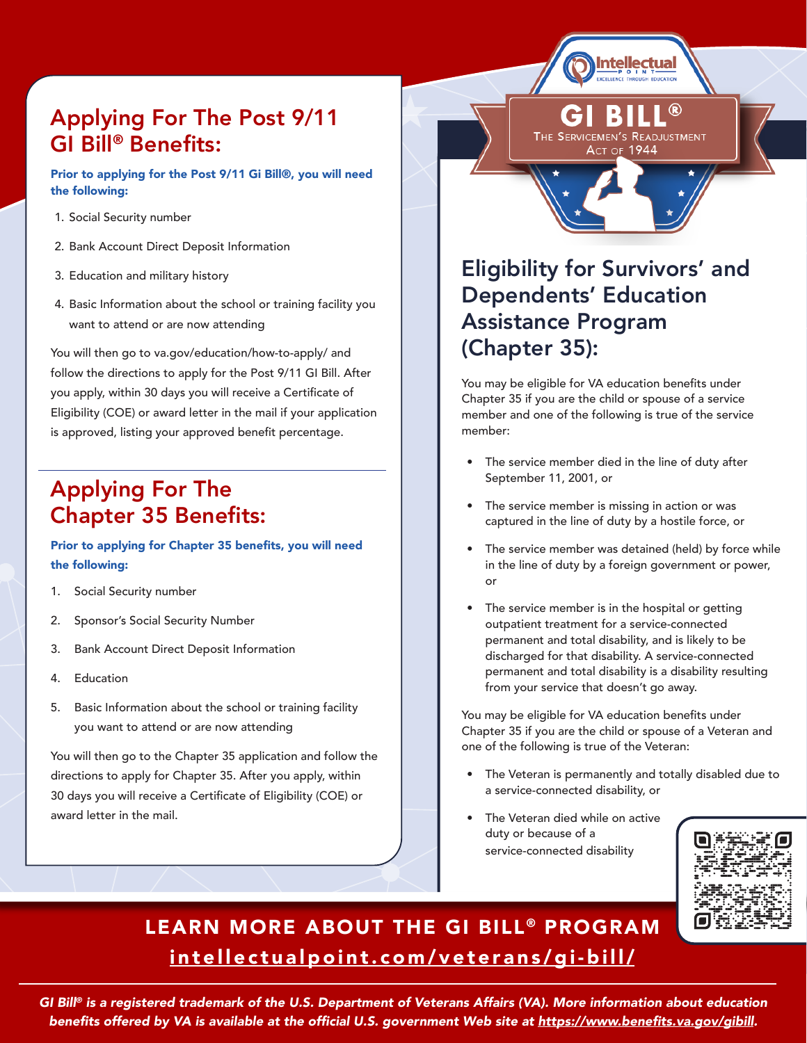## Applying For The Post 9/11 GI Bill® Benefits:

**Prior to applying for the Post 9/11 Gi Bill®, you will need the following:**

1. Social Security number
2. Bank Account Direct Deposit Information
3. Education and military history
4. Basic Information about the school or training facility you want to attend or are now attending

You will then go to va.gov/education/how-to-apply/ and follow the directions to apply for the Post 9/11 GI Bill. After you apply, within 30 days you will receive a Certificate of Eligibility (COE) or award letter in the mail if your application is approved, listing your approved benefit percentage.

## Applying For The Chapter 35 Benefits:

**Prior to applying for Chapter 35 benefits, you will need the following:**

1. Social Security number
2. Sponsor's Social Security Number
3. Bank Account Direct Deposit Information
4. Education
5. Basic Information about the school or training facility you want to attend or are now attending

You will then go to the Chapter 35 application and follow the directions to apply for Chapter 35. After you apply, within 30 days you will receive a Certificate of Eligibility (COE) or award letter in the mail.

Intellectual Point
EXCELLENCE THROUGH EDUCATION

GI BILL®
THE SERVICEMEN'S READJUSTMENT ACT OF 1944

## Eligibility for Survivors' and Dependents' Education Assistance Program (Chapter 35):

You may be eligible for VA education benefits under Chapter 35 if you are the child or spouse of a service member and one of the following is true of the service member:

- The service member died in the line of duty after September 11, 2001, or
- The service member is missing in action or was captured in the line of duty by a hostile force, or
- The service member was detained (held) by force while in the line of duty by a foreign government or power, or
- The service member is in the hospital or getting outpatient treatment for a service-connected permanent and total disability, and is likely to be discharged for that disability. A service-connected permanent and total disability is a disability resulting from your service that doesn't go away.

You may be eligible for VA education benefits under Chapter 35 if you are the child or spouse of a Veteran and one of the following is true of the Veteran:

- The Veteran is permanently and totally disabled due to a service-connected disability, or
- The Veteran died while on active duty or because of a service-connected disability

**LEARN MORE ABOUT THE GI BILL® PROGRAM**

**intellectualpoint.com/veterans/gi-bill/**

***GI Bill® is a registered trademark of the U.S. Department of Veterans Affairs (VA). More information about education benefits offered by VA is available at the official U.S. government Web site at https://www.benefits.va.gov/gibill.***